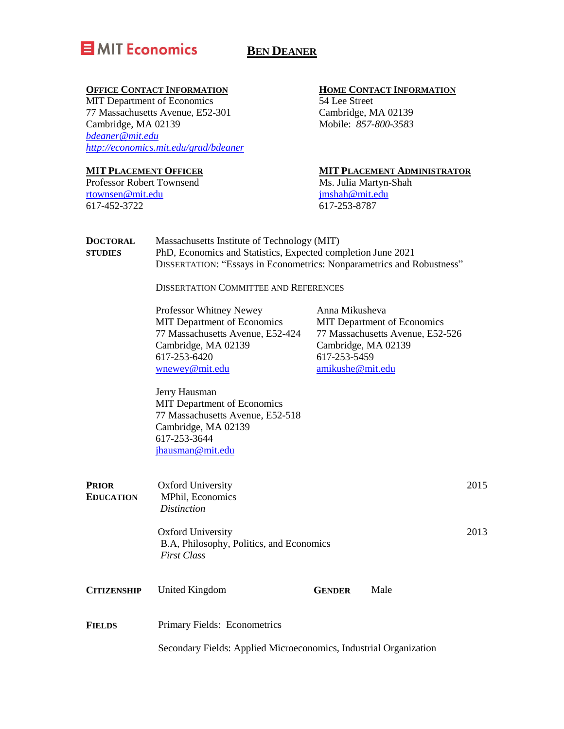MIT Economics

# BEN DEANER

**OFFICE CONTACT INFORMATION**
MIT Department of Economics
77 Massachusetts Avenue, E52-301
Cambridge, MA 02139
*bdeaner@mit.edu*
*http://economics.mit.edu/grad/bdeaner*

**HOME CONTACT INFORMATION**
54 Lee Street
Cambridge, MA 02139
Mobile: *857-800-3583*

**MIT PLACEMENT OFFICER**
Professor Robert Townsend
rtownsen@mit.edu
617-452-3722

**MIT PLACEMENT ADMINISTRATOR**
Ms. Julia Martyn-Shah
jmshah@mit.edu
617-253-8787

**DOCTORAL STUDIES**

Massachusetts Institute of Technology (MIT)
PhD, Economics and Statistics, Expected completion June 2021
DISSERTATION: "Essays in Econometrics: Nonparametrics and Robustness"

DISSERTATION COMMITTEE AND REFERENCES

Professor Whitney Newey
MIT Department of Economics
77 Massachusetts Avenue, E52-424
Cambridge, MA 02139
617-253-6420
wnewey@mit.edu

Anna Mikusheva
MIT Department of Economics
77 Massachusetts Avenue, E52-526
Cambridge, MA 02139
617-253-5459
amikushe@mit.edu

Jerry Hausman
MIT Department of Economics
77 Massachusetts Avenue, E52-518
Cambridge, MA 02139
617-253-3644
jhausman@mit.edu

**PRIOR EDUCATION**

Oxford University — 2015
MPhil, Economics
*Distinction*

Oxford University — 2013
B.A, Philosophy, Politics, and Economics
*First Class*

**CITIZENSHIP** United Kingdom **GENDER** Male

**FIELDS**

Primary Fields: Econometrics

Secondary Fields: Applied Microeconomics, Industrial Organization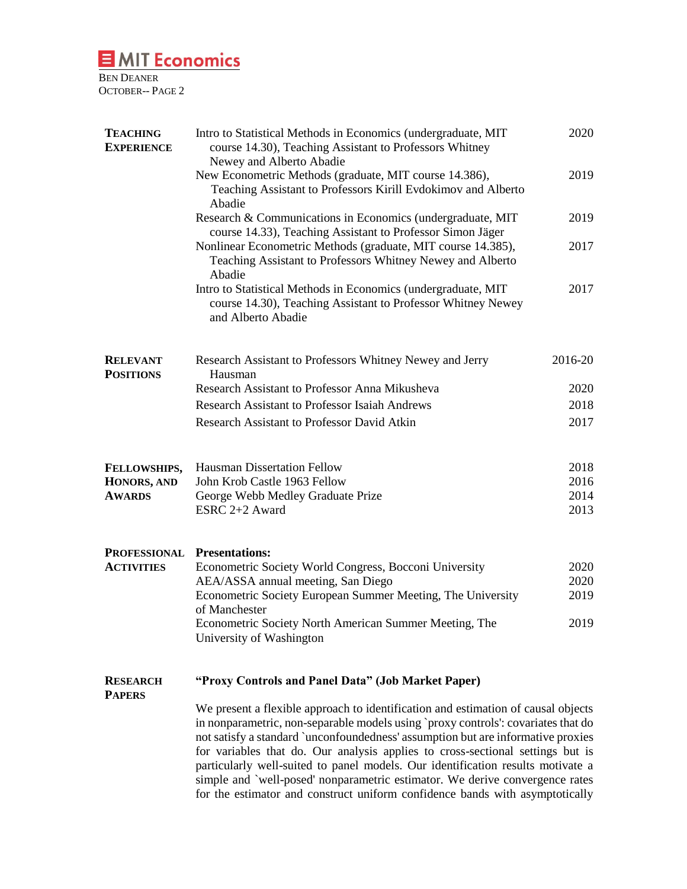## TEACHING EXPERIENCE

- Intro to Statistical Methods in Economics (undergraduate, MIT course 14.30), Teaching Assistant to Professors Whitney Newey and Alberto Abadie — 2020
- New Econometric Methods (graduate, MIT course 14.386), Teaching Assistant to Professors Kirill Evdokimov and Alberto Abadie — 2019
- Research & Communications in Economics (undergraduate, MIT course 14.33), Teaching Assistant to Professor Simon Jäger — 2019
- Nonlinear Econometric Methods (graduate, MIT course 14.385), Teaching Assistant to Professors Whitney Newey and Alberto Abadie — 2017
- Intro to Statistical Methods in Economics (undergraduate, MIT course 14.30), Teaching Assistant to Professor Whitney Newey and Alberto Abadie — 2017

## RELEVANT POSITIONS

- Research Assistant to Professors Whitney Newey and Jerry Hausman — 2016-20
- Research Assistant to Professor Anna Mikusheva — 2020
- Research Assistant to Professor Isaiah Andrews — 2018
- Research Assistant to Professor David Atkin — 2017

## FELLOWSHIPS, HONORS, AND AWARDS

- Hausman Dissertation Fellow — 2018
- John Krob Castle 1963 Fellow — 2016
- George Webb Medley Graduate Prize — 2014
- ESRC 2+2 Award — 2013

## PROFESSIONAL ACTIVITIES

**Presentations:**

- Econometric Society World Congress, Bocconi University — 2020
- AEA/ASSA annual meeting, San Diego — 2020
- Econometric Society European Summer Meeting, The University of Manchester — 2019
- Econometric Society North American Summer Meeting, The University of Washington — 2019

## RESEARCH PAPERS

**"Proxy Controls and Panel Data" (Job Market Paper)**

We present a flexible approach to identification and estimation of causal objects in nonparametric, non-separable models using `proxy controls': covariates that do not satisfy a standard `unconfoundedness' assumption but are informative proxies for variables that do. Our analysis applies to cross-sectional settings but is particularly well-suited to panel models. Our identification results motivate a simple and `well-posed' nonparametric estimator. We derive convergence rates for the estimator and construct uniform confidence bands with asymptotically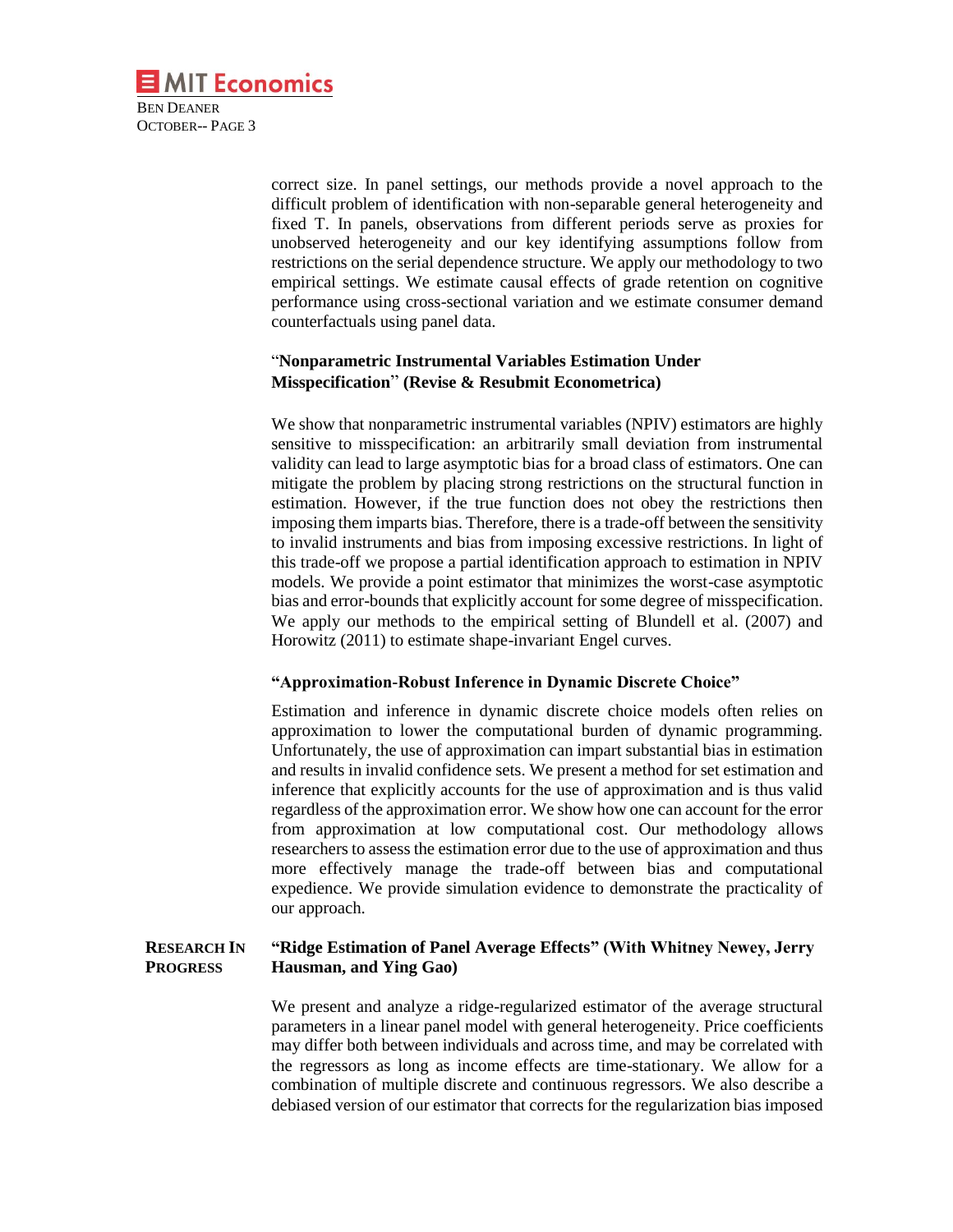correct size. In panel settings, our methods provide a novel approach to the difficult problem of identification with non-separable general heterogeneity and fixed T. In panels, observations from different periods serve as proxies for unobserved heterogeneity and our key identifying assumptions follow from restrictions on the serial dependence structure. We apply our methodology to two empirical settings. We estimate causal effects of grade retention on cognitive performance using cross-sectional variation and we estimate consumer demand counterfactuals using panel data.

"**Nonparametric Instrumental Variables Estimation Under Misspecification**" **(Revise & Resubmit Econometrica)**

We show that nonparametric instrumental variables (NPIV) estimators are highly sensitive to misspecification: an arbitrarily small deviation from instrumental validity can lead to large asymptotic bias for a broad class of estimators. One can mitigate the problem by placing strong restrictions on the structural function in estimation. However, if the true function does not obey the restrictions then imposing them imparts bias. Therefore, there is a trade-off between the sensitivity to invalid instruments and bias from imposing excessive restrictions. In light of this trade-off we propose a partial identification approach to estimation in NPIV models. We provide a point estimator that minimizes the worst-case asymptotic bias and error-bounds that explicitly account for some degree of misspecification. We apply our methods to the empirical setting of Blundell et al. (2007) and Horowitz (2011) to estimate shape-invariant Engel curves.

**"Approximation-Robust Inference in Dynamic Discrete Choice"**

Estimation and inference in dynamic discrete choice models often relies on approximation to lower the computational burden of dynamic programming. Unfortunately, the use of approximation can impart substantial bias in estimation and results in invalid confidence sets. We present a method for set estimation and inference that explicitly accounts for the use of approximation and is thus valid regardless of the approximation error. We show how one can account for the error from approximation at low computational cost. Our methodology allows researchers to assess the estimation error due to the use of approximation and thus more effectively manage the trade-off between bias and computational expedience. We provide simulation evidence to demonstrate the practicality of our approach.

## RESEARCH IN PROGRESS

**"Ridge Estimation of Panel Average Effects" (With Whitney Newey, Jerry Hausman, and Ying Gao)**

We present and analyze a ridge-regularized estimator of the average structural parameters in a linear panel model with general heterogeneity. Price coefficients may differ both between individuals and across time, and may be correlated with the regressors as long as income effects are time-stationary. We allow for a combination of multiple discrete and continuous regressors. We also describe a debiased version of our estimator that corrects for the regularization bias imposed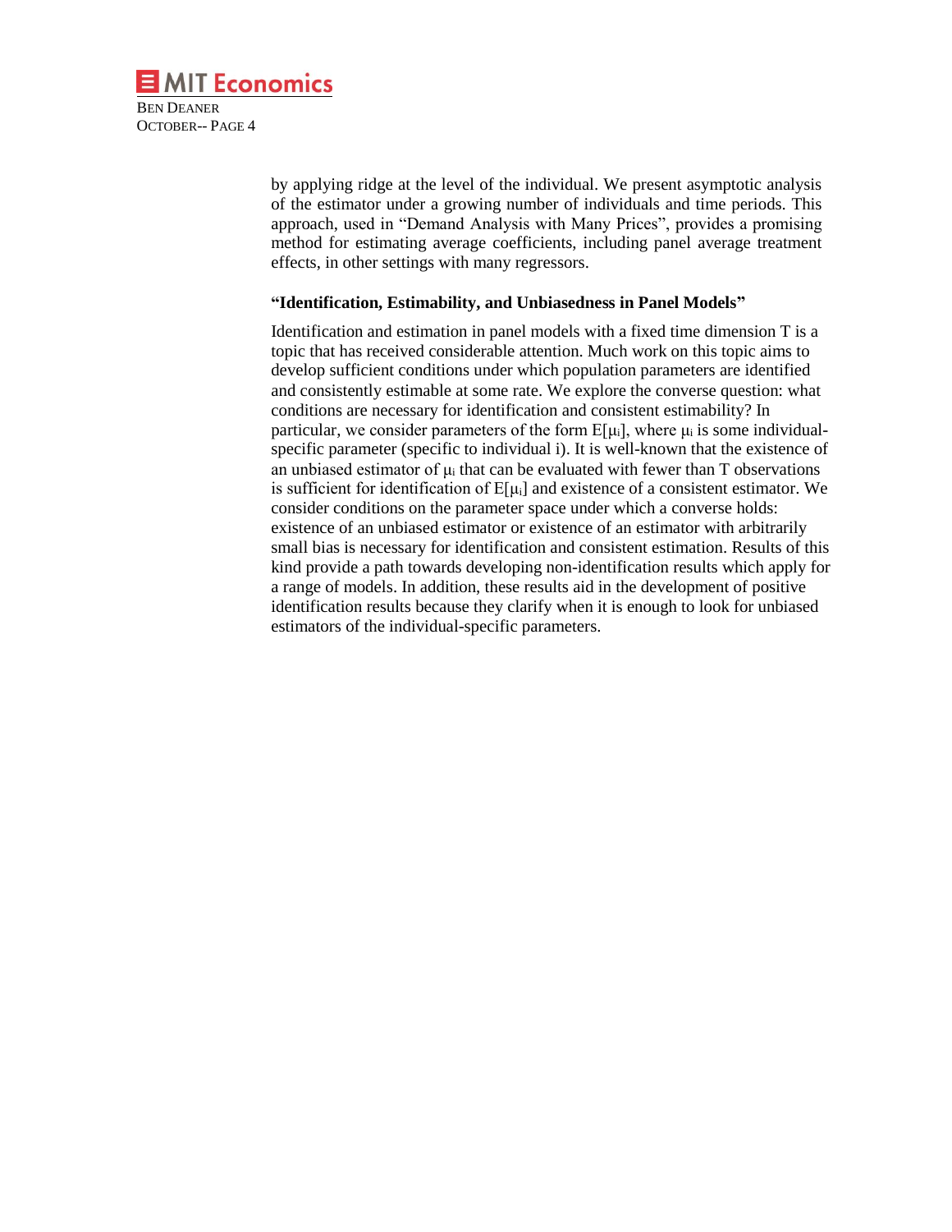by applying ridge at the level of the individual. We present asymptotic analysis of the estimator under a growing number of individuals and time periods. This approach, used in "Demand Analysis with Many Prices", provides a promising method for estimating average coefficients, including panel average treatment effects, in other settings with many regressors.

**"Identification, Estimability, and Unbiasedness in Panel Models"**

Identification and estimation in panel models with a fixed time dimension T is a topic that has received considerable attention. Much work on this topic aims to develop sufficient conditions under which population parameters are identified and consistently estimable at some rate. We explore the converse question: what conditions are necessary for identification and consistent estimability? In particular, we consider parameters of the form $E[\mu_i]$, where $\mu_i$ is some individual-specific parameter (specific to individual i). It is well-known that the existence of an unbiased estimator of $\mu_i$ that can be evaluated with fewer than T observations is sufficient for identification of $E[\mu_i]$ and existence of a consistent estimator. We consider conditions on the parameter space under which a converse holds: existence of an unbiased estimator or existence of an estimator with arbitrarily small bias is necessary for identification and consistent estimation. Results of this kind provide a path towards developing non-identification results which apply for a range of models. In addition, these results aid in the development of positive identification results because they clarify when it is enough to look for unbiased estimators of the individual-specific parameters.